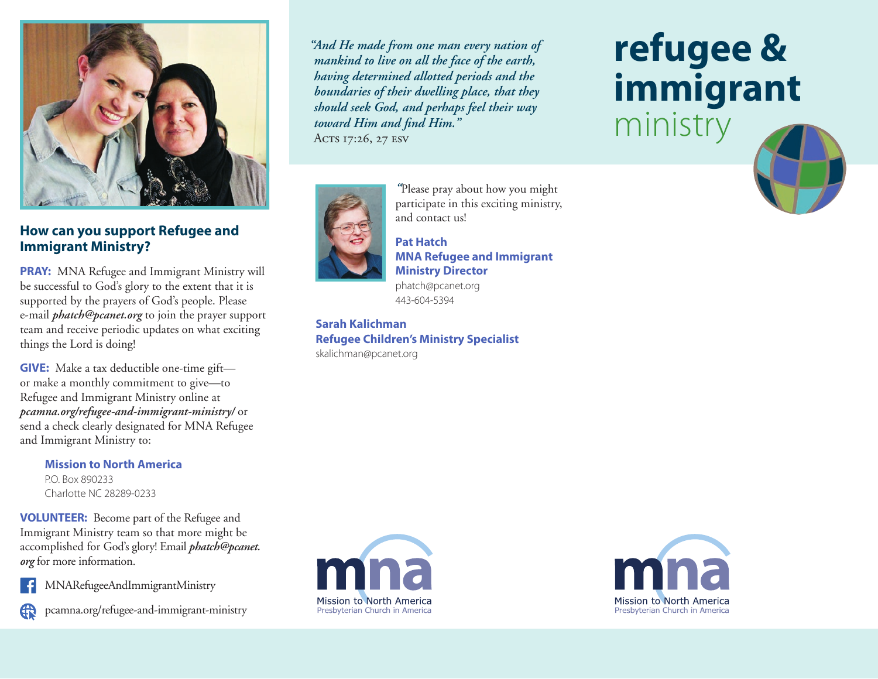## How can you support Refugee and Immigrant Ministry?

**PRAY:** MNA Refugee and Immigrant Ministry will be successful to God's glory to the extent that it is supported by the prayers of God's people. Please e-mail ***phatch@pcanet.org*** to join the prayer support team and receive periodic updates on what exciting things the Lord is doing!

**GIVE:** Make a tax deductible one-time gift—or make a monthly commitment to give—to Refugee and Immigrant Ministry online at ***pcamna.org/refugee-and-immigrant-ministry/*** or send a check clearly designated for MNA Refugee and Immigrant Ministry to:

> **Mission to North America**
> P.O. Box 890233
> Charlotte NC 28289-0233

**VOLUNTEER:** Become part of the Refugee and Immigrant Ministry team so that more might be accomplished for God's glory! Email ***phatch@pcanet.org*** for more information.

MNARefugeeAndImmigrantMinistry

pcamna.org/refugee-and-immigrant-ministry

*"And He made from one man every nation of mankind to live on all the face of the earth, having determined allotted periods and the boundaries of their dwelling place, that they should seek God, and perhaps feel their way toward Him and find Him."*
Acts 17:26, 27 ESV

"Please pray about how you might participate in this exciting ministry, and contact us!

**Pat Hatch**
**MNA Refugee and Immigrant Ministry Director**
phatch@pcanet.org
443-604-5394

**Sarah Kalichman**
**Refugee Children's Ministry Specialist**
skalichman@pcanet.org

mna
Mission to North America
Presbyterian Church in America

# refugee & immigrant ministry

mna
Mission to North America
Presbyterian Church in America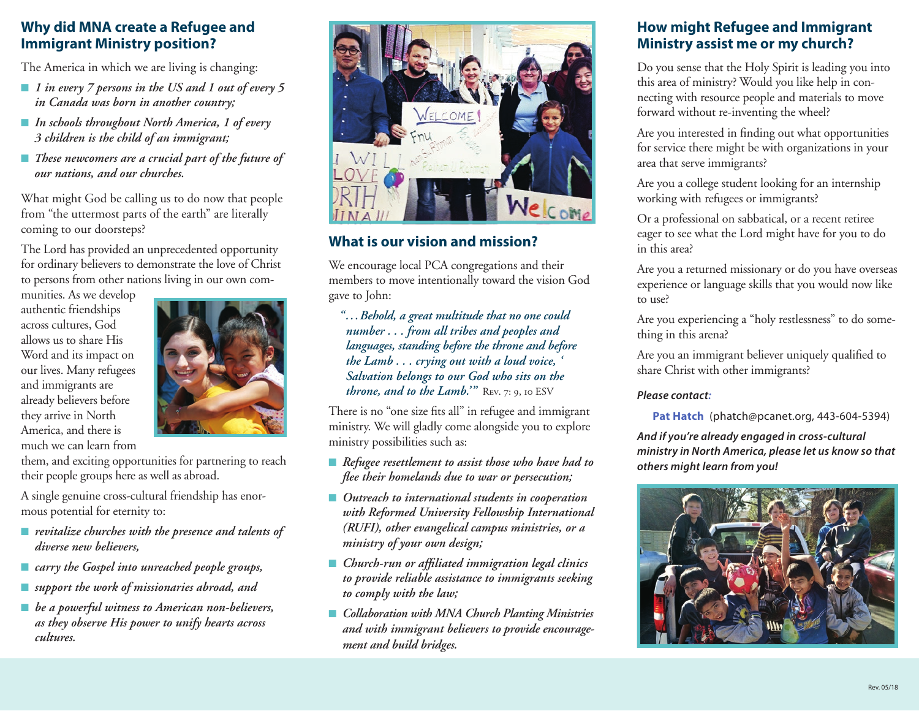## Why did MNA create a Refugee and Immigrant Ministry position?

The America in which we are living is changing:

- *1 in every 7 persons in the US and 1 out of every 5 in Canada was born in another country;*
- *In schools throughout North America, 1 of every 3 children is the child of an immigrant;*
- *These newcomers are a crucial part of the future of our nations, and our churches.*

What might God be calling us to do now that people from "the uttermost parts of the earth" are literally coming to our doorsteps?

The Lord has provided an unprecedented opportunity for ordinary believers to demonstrate the love of Christ to persons from other nations living in our own communities. As we develop authentic friendships across cultures, God allows us to share His Word and its impact on our lives. Many refugees and immigrants are already believers before they arrive in North America, and there is much we can learn from them, and exciting opportunities for partnering to reach their people groups here as well as abroad.

A single genuine cross-cultural friendship has enormous potential for eternity to:

- *revitalize churches with the presence and talents of diverse new believers,*
- *carry the Gospel into unreached people groups,*
- *support the work of missionaries abroad, and*
- *be a powerful witness to American non-believers, as they observe His power to unify hearts across cultures.*

## What is our vision and mission?

We encourage local PCA congregations and their members to move intentionally toward the vision God gave to John:

> ***"…Behold, a great multitude that no one could number . . . from all tribes and peoples and languages, standing before the throne and before the Lamb . . . crying out with a loud voice, ' Salvation belongs to our God who sits on the throne, and to the Lamb.'"*** Rev. 7: 9, 10 ESV

There is no "one size fits all" in refugee and immigrant ministry. We will gladly come alongside you to explore ministry possibilities such as:

- *Refugee resettlement to assist those who have had to flee their homelands due to war or persecution;*
- *Outreach to international students in cooperation with Reformed University Fellowship International (RUFI), other evangelical campus ministries, or a ministry of your own design;*
- *Church-run or affiliated immigration legal clinics to provide reliable assistance to immigrants seeking to comply with the law;*
- *Collaboration with MNA Church Planting Ministries and with immigrant believers to provide encouragement and build bridges.*

## How might Refugee and Immigrant Ministry assist me or my church?

Do you sense that the Holy Spirit is leading you into this area of ministry? Would you like help in connecting with resource people and materials to move forward without re-inventing the wheel?

Are you interested in finding out what opportunities for service there might be with organizations in your area that serve immigrants?

Are you a college student looking for an internship working with refugees or immigrants?

Or a professional on sabbatical, or a recent retiree eager to see what the Lord might have for you to do in this area?

Are you a returned missionary or do you have overseas experience or language skills that you would now like to use?

Are you experiencing a "holy restlessness" to do something in this arena?

Are you an immigrant believer uniquely qualified to share Christ with other immigrants?

***Please contact:***

**Pat Hatch** (phatch@pcanet.org, 443-604-5394)

***And if you're already engaged in cross-cultural ministry in North America, please let us know so that others might learn from you!***

Rev. 05/18